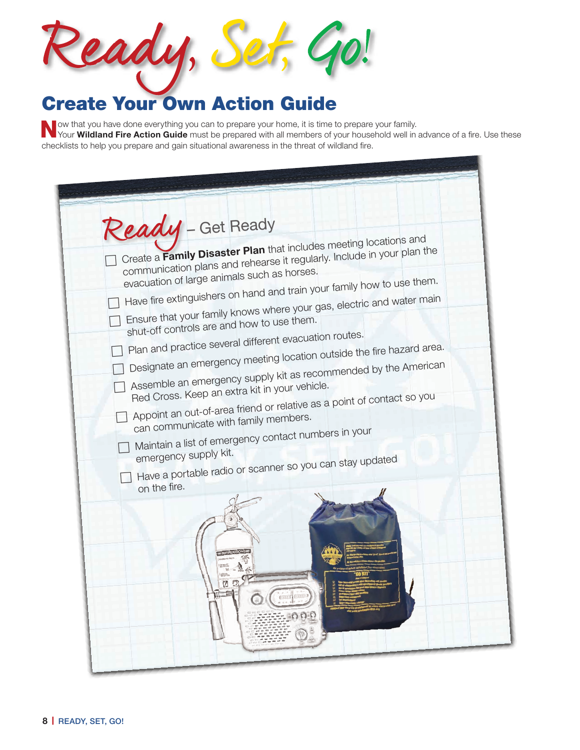// Ready, Set, Go!

## Create Your Own Action Guide

Now that you have done everything you can to prepare your home, it is time to prepare your family. Your **Wildland Fire Action Guide** must be prepared with all members of your household well in advance of a fire. Use these checklists to help you prepare and gain situational awareness in the threat of wildland fire.

### Ready – Get Ready

- [ ] Create a **Family Disaster Plan** that includes meeting locations and communication plans and rehearse it regularly. Include in your plan the evacuation of large animals such as horses.
- [ ] Have fire extinguishers on hand and train your family how to use them.
- [ ] Ensure that your family knows where your gas, electric and water main shut-off controls are and how to use them.
- [ ] Plan and practice several different evacuation routes.
- [ ] Designate an emergency meeting location outside the fire hazard area.
- [ ] Assemble an emergency supply kit as recommended by the American Red Cross. Keep an extra kit in your vehicle.
- [ ] Appoint an out-of-area friend or relative as a point of contact so you can communicate with family members.
- [ ] Maintain a list of emergency contact numbers in your emergency supply kit.
- [ ] Have a portable radio or scanner so you can stay updated on the fire.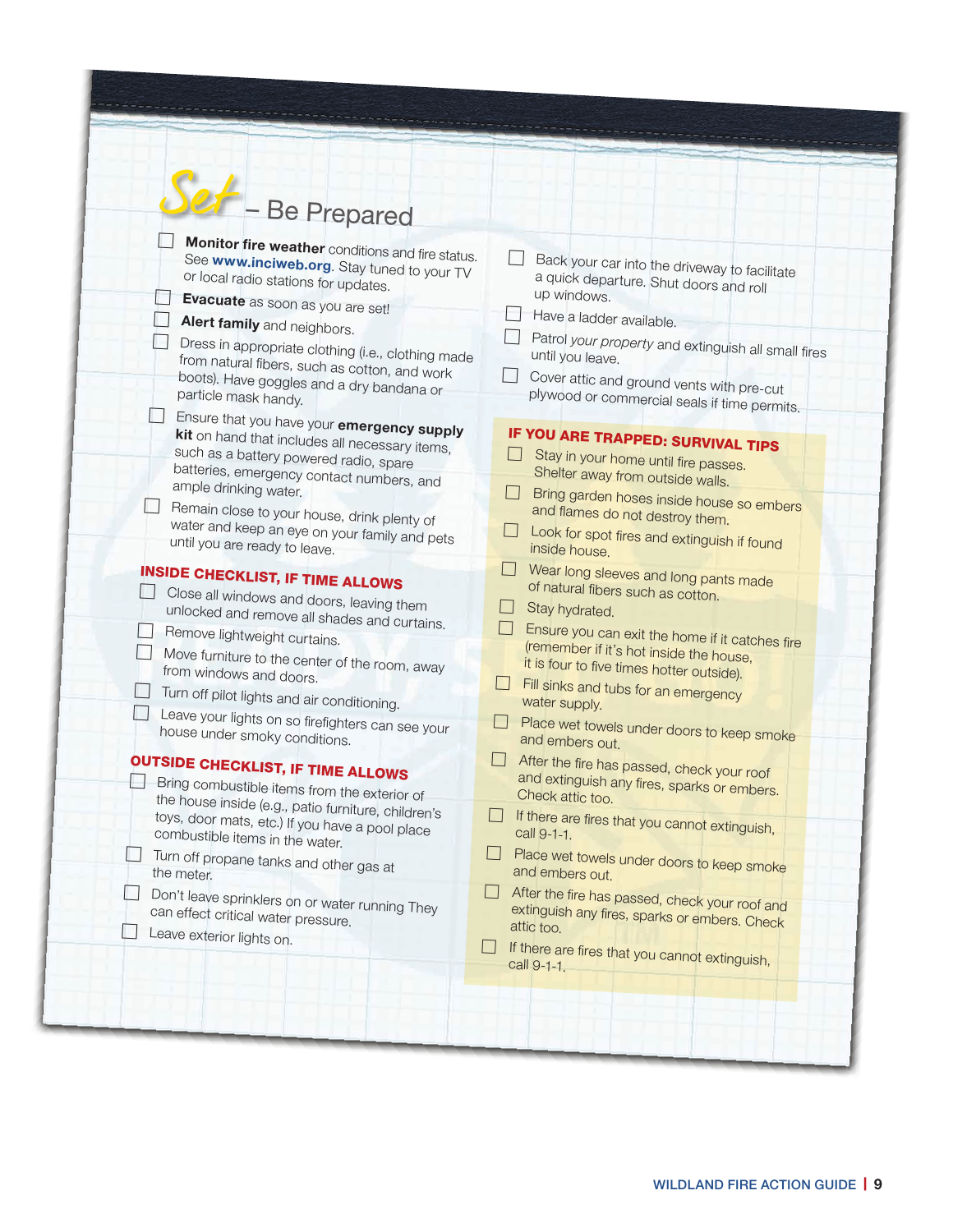# *Set* – Be Prepared

- ☐ **Monitor fire weather** conditions and fire status. See **www.inciweb.org**. Stay tuned to your TV or local radio stations for updates.
- ☐ **Evacuate** as soon as you are set!
- ☐ **Alert family** and neighbors.
- ☐ Dress in appropriate clothing (i.e., clothing made from natural fibers, such as cotton, and work boots). Have goggles and a dry bandana or particle mask handy.
- ☐ Ensure that you have your **emergency supply kit** on hand that includes all necessary items, such as a battery powered radio, spare batteries, emergency contact numbers, and ample drinking water.
- ☐ Remain close to your house, drink plenty of water and keep an eye on your family and pets until you are ready to leave.

## INSIDE CHECKLIST, IF TIME ALLOWS

- ☐ Close all windows and doors, leaving them unlocked and remove all shades and curtains.
- ☐ Remove lightweight curtains.
- ☐ Move furniture to the center of the room, away from windows and doors.
- ☐ Turn off pilot lights and air conditioning.
- ☐ Leave your lights on so firefighters can see your house under smoky conditions.

## OUTSIDE CHECKLIST, IF TIME ALLOWS

- ☐ Bring combustible items from the exterior of the house inside (e.g., patio furniture, children's toys, door mats, etc.) If you have a pool place combustible items in the water.
- ☐ Turn off propane tanks and other gas at the meter.
- ☐ Don't leave sprinklers on or water running They can effect critical water pressure.
- ☐ Leave exterior lights on.
- ☐ Back your car into the driveway to facilitate a quick departure. Shut doors and roll up windows.
- ☐ Have a ladder available.
- ☐ Patrol *your property* and extinguish all small fires until you leave.
- ☐ Cover attic and ground vents with pre-cut plywood or commercial seals if time permits.

## IF YOU ARE TRAPPED: SURVIVAL TIPS

- ☐ Stay in your home until fire passes. Shelter away from outside walls.
- ☐ Bring garden hoses inside house so embers and flames do not destroy them.
- ☐ Look for spot fires and extinguish if found inside house.
- ☐ Wear long sleeves and long pants made of natural fibers such as cotton.
- ☐ Stay hydrated.
- ☐ Ensure you can exit the home if it catches fire (remember if it's hot inside the house, it is four to five times hotter outside).
- ☐ Fill sinks and tubs for an emergency water supply.
- ☐ Place wet towels under doors to keep smoke and embers out.
- ☐ After the fire has passed, check your roof and extinguish any fires, sparks or embers. Check attic too.
- ☐ If there are fires that you cannot extinguish, call 9-1-1.
- ☐ Place wet towels under doors to keep smoke and embers out.
- ☐ After the fire has passed, check your roof and extinguish any fires, sparks or embers. Check attic too.
- ☐ If there are fires that you cannot extinguish, call 9-1-1.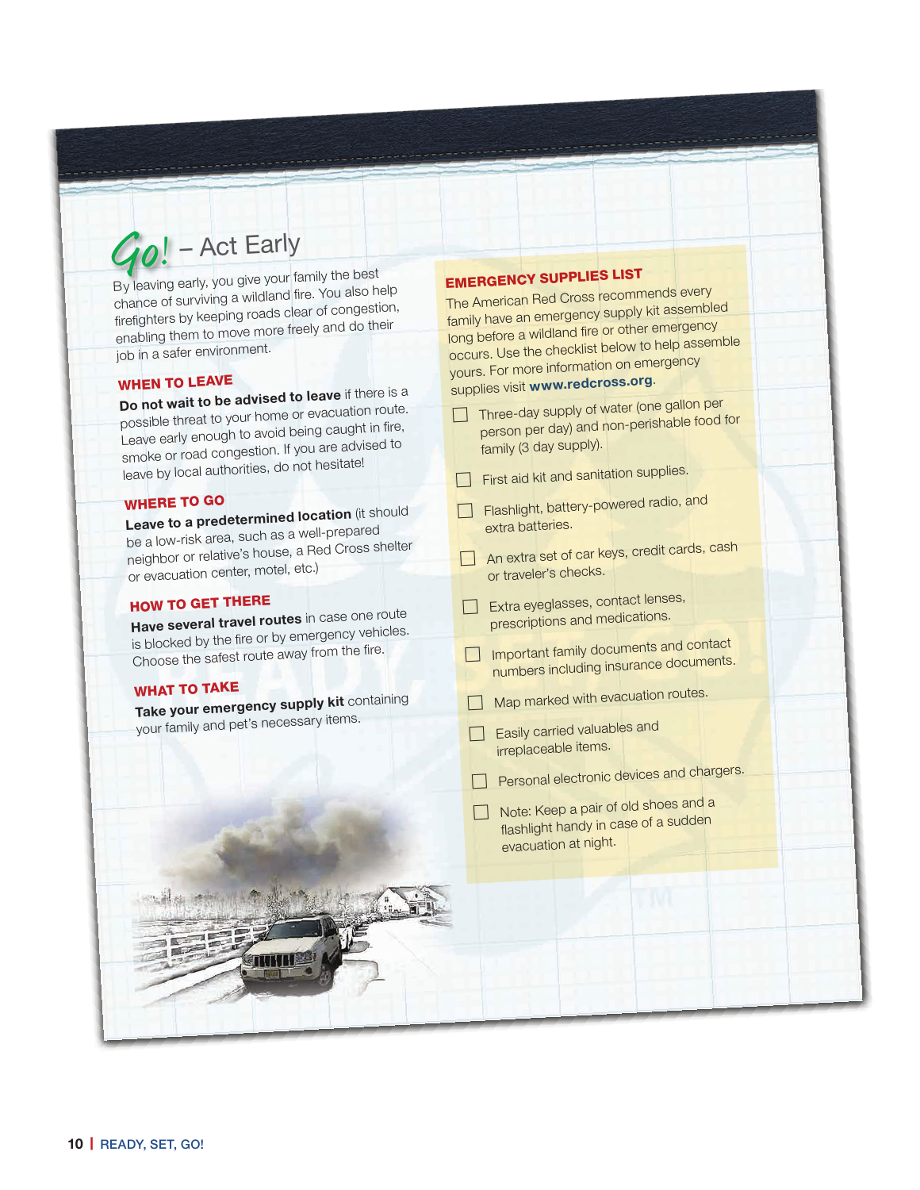# Go! – Act Early

By leaving early, you give your family the best chance of surviving a wildland fire. You also help firefighters by keeping roads clear of congestion, enabling them to move more freely and do their job in a safer environment.

## WHEN TO LEAVE

**Do not wait to be advised to leave** if there is a possible threat to your home or evacuation route. Leave early enough to avoid being caught in fire, smoke or road congestion. If you are advised to leave by local authorities, do not hesitate!

## WHERE TO GO

**Leave to a predetermined location** (it should be a low-risk area, such as a well-prepared neighbor or relative's house, a Red Cross shelter or evacuation center, motel, etc.)

## HOW TO GET THERE

**Have several travel routes** in case one route is blocked by the fire or by emergency vehicles. Choose the safest route away from the fire.

## WHAT TO TAKE

**Take your emergency supply kit** containing your family and pet's necessary items.

## EMERGENCY SUPPLIES LIST

The American Red Cross recommends every family have an emergency supply kit assembled long before a wildland fire or other emergency occurs. Use the checklist below to help assemble yours. For more information on emergency supplies visit **www.redcross.org**.

- [ ] Three-day supply of water (one gallon per person per day) and non-perishable food for family (3 day supply).
- [ ] First aid kit and sanitation supplies.
- [ ] Flashlight, battery-powered radio, and extra batteries.
- [ ] An extra set of car keys, credit cards, cash or traveler's checks.
- [ ] Extra eyeglasses, contact lenses, prescriptions and medications.
- [ ] Important family documents and contact numbers including insurance documents.
- [ ] Map marked with evacuation routes.
- [ ] Easily carried valuables and irreplaceable items.
- [ ] Personal electronic devices and chargers.
- [ ] Note: Keep a pair of old shoes and a flashlight handy in case of a sudden evacuation at night.